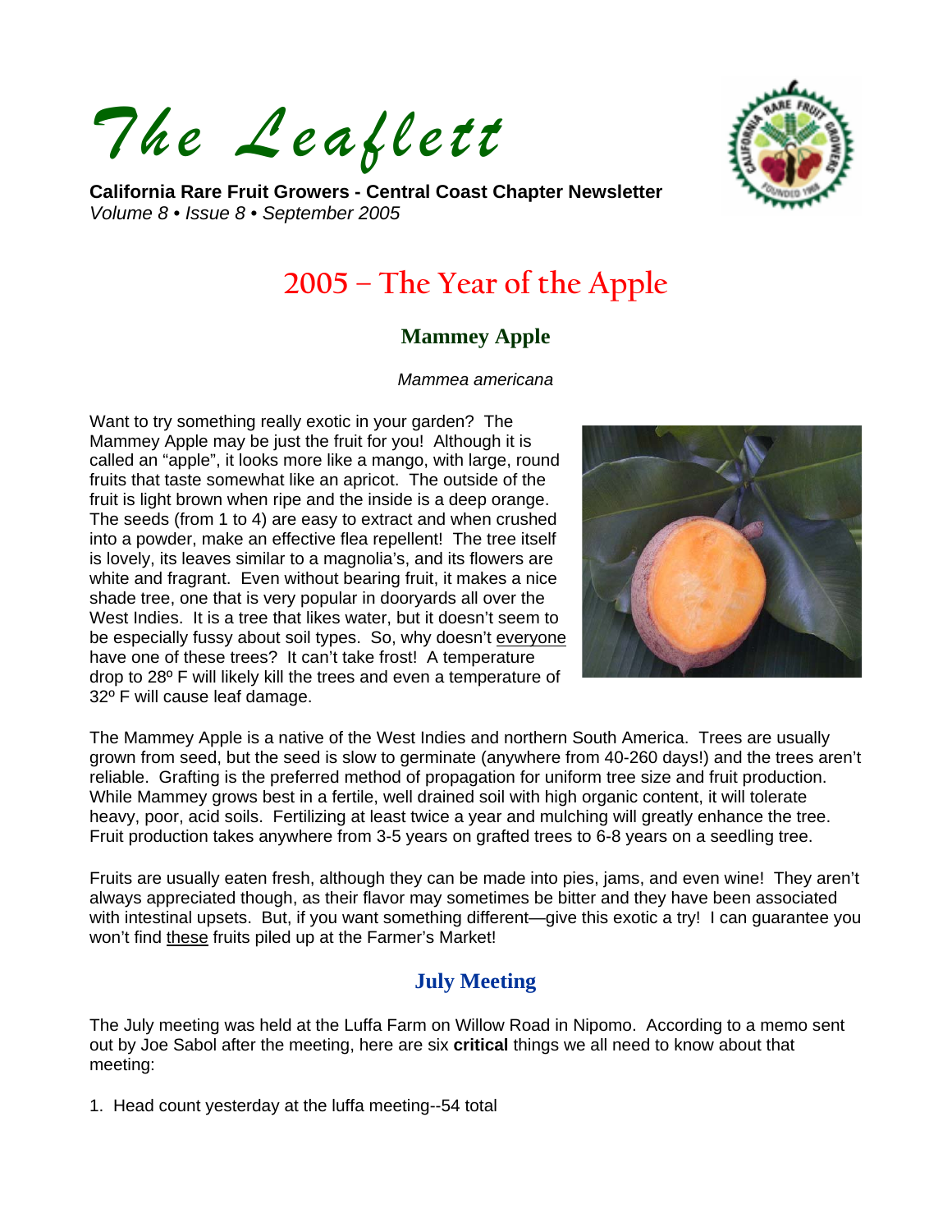# The Leaflett

**California Rare Fruit Growers - Central Coast Chapter Newsletter**
*Volume 8 • Issue 8 • September 2005*

## 2005 – The Year of the Apple

### Mammey Apple

*Mammea americana*

Want to try something really exotic in your garden? The Mammey Apple may be just the fruit for you! Although it is called an "apple", it looks more like a mango, with large, round fruits that taste somewhat like an apricot. The outside of the fruit is light brown when ripe and the inside is a deep orange. The seeds (from 1 to 4) are easy to extract and when crushed into a powder, make an effective flea repellent! The tree itself is lovely, its leaves similar to a magnolia's, and its flowers are white and fragrant. Even without bearing fruit, it makes a nice shade tree, one that is very popular in dooryards all over the West Indies. It is a tree that likes water, but it doesn't seem to be especially fussy about soil types. So, why doesn't everyone have one of these trees? It can't take frost! A temperature drop to 28º F will likely kill the trees and even a temperature of 32º F will cause leaf damage.

The Mammey Apple is a native of the West Indies and northern South America. Trees are usually grown from seed, but the seed is slow to germinate (anywhere from 40-260 days!) and the trees aren't reliable. Grafting is the preferred method of propagation for uniform tree size and fruit production. While Mammey grows best in a fertile, well drained soil with high organic content, it will tolerate heavy, poor, acid soils. Fertilizing at least twice a year and mulching will greatly enhance the tree. Fruit production takes anywhere from 3-5 years on grafted trees to 6-8 years on a seedling tree.

Fruits are usually eaten fresh, although they can be made into pies, jams, and even wine! They aren't always appreciated though, as their flavor may sometimes be bitter and they have been associated with intestinal upsets. But, if you want something different—give this exotic a try! I can guarantee you won't find these fruits piled up at the Farmer's Market!

### July Meeting

The July meeting was held at the Luffa Farm on Willow Road in Nipomo. According to a memo sent out by Joe Sabol after the meeting, here are six **critical** things we all need to know about that meeting:

1. Head count yesterday at the luffa meeting--54 total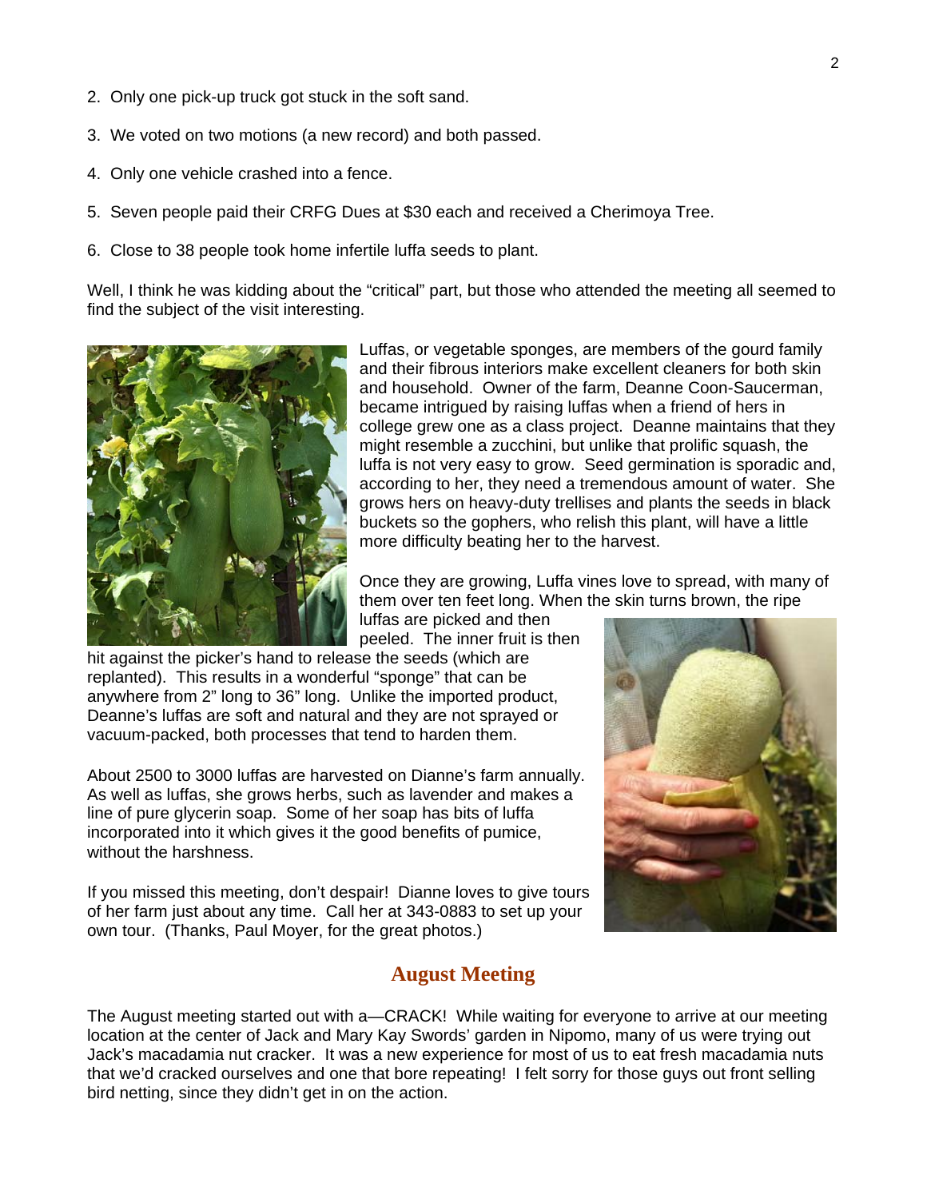2. Only one pick-up truck got stuck in the soft sand.

3. We voted on two motions (a new record) and both passed.

4. Only one vehicle crashed into a fence.

5. Seven people paid their CRFG Dues at $30 each and received a Cherimoya Tree.

6. Close to 38 people took home infertile luffa seeds to plant.

Well, I think he was kidding about the "critical" part, but those who attended the meeting all seemed to find the subject of the visit interesting.

Luffas, or vegetable sponges, are members of the gourd family and their fibrous interiors make excellent cleaners for both skin and household. Owner of the farm, Deanne Coon-Saucerman, became intrigued by raising luffas when a friend of hers in college grew one as a class project. Deanne maintains that they might resemble a zucchini, but unlike that prolific squash, the luffa is not very easy to grow. Seed germination is sporadic and, according to her, they need a tremendous amount of water. She grows hers on heavy-duty trellises and plants the seeds in black buckets so the gophers, who relish this plant, will have a little more difficulty beating her to the harvest.

Once they are growing, Luffa vines love to spread, with many of them over ten feet long. When the skin turns brown, the ripe luffas are picked and then peeled. The inner fruit is then hit against the picker's hand to release the seeds (which are replanted). This results in a wonderful "sponge" that can be anywhere from 2" long to 36" long. Unlike the imported product, Deanne's luffas are soft and natural and they are not sprayed or vacuum-packed, both processes that tend to harden them.

About 2500 to 3000 luffas are harvested on Dianne's farm annually. As well as luffas, she grows herbs, such as lavender and makes a line of pure glycerin soap. Some of her soap has bits of luffa incorporated into it which gives it the good benefits of pumice, without the harshness.

If you missed this meeting, don't despair! Dianne loves to give tours of her farm just about any time. Call her at 343-0883 to set up your own tour. (Thanks, Paul Moyer, for the great photos.)

## August Meeting

The August meeting started out with a—CRACK! While waiting for everyone to arrive at our meeting location at the center of Jack and Mary Kay Swords' garden in Nipomo, many of us were trying out Jack's macadamia nut cracker. It was a new experience for most of us to eat fresh macadamia nuts that we'd cracked ourselves and one that bore repeating! I felt sorry for those guys out front selling bird netting, since they didn't get in on the action.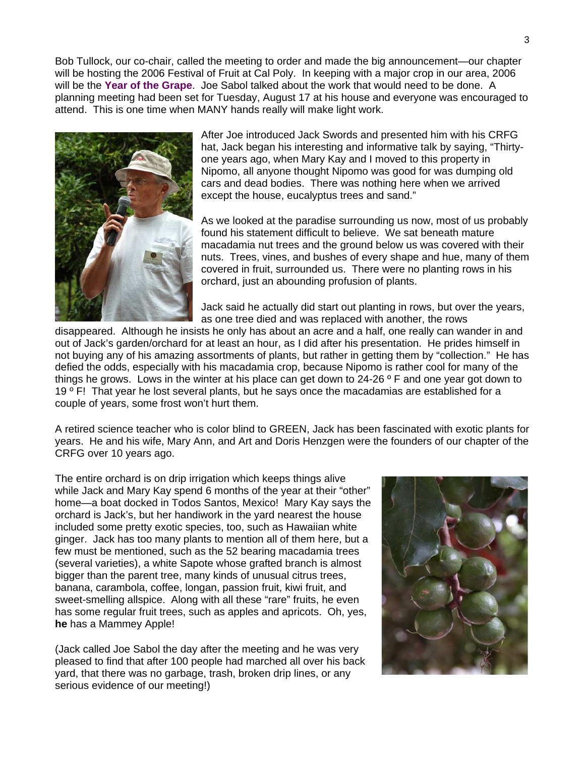Bob Tullock, our co-chair, called the meeting to order and made the big announcement—our chapter will be hosting the 2006 Festival of Fruit at Cal Poly. In keeping with a major crop in our area, 2006 will be the **Year of the Grape**. Joe Sabol talked about the work that would need to be done. A planning meeting had been set for Tuesday, August 17 at his house and everyone was encouraged to attend. This is one time when MANY hands really will make light work.

After Joe introduced Jack Swords and presented him with his CRFG hat, Jack began his interesting and informative talk by saying, "Thirty-one years ago, when Mary Kay and I moved to this property in Nipomo, all anyone thought Nipomo was good for was dumping old cars and dead bodies. There was nothing here when we arrived except the house, eucalyptus trees and sand."

As we looked at the paradise surrounding us now, most of us probably found his statement difficult to believe. We sat beneath mature macadamia nut trees and the ground below us was covered with their nuts. Trees, vines, and bushes of every shape and hue, many of them covered in fruit, surrounded us. There were no planting rows in his orchard, just an abounding profusion of plants.

Jack said he actually did start out planting in rows, but over the years, as one tree died and was replaced with another, the rows disappeared. Although he insists he only has about an acre and a half, one really can wander in and out of Jack's garden/orchard for at least an hour, as I did after his presentation. He prides himself in not buying any of his amazing assortments of plants, but rather in getting them by "collection." He has defied the odds, especially with his macadamia crop, because Nipomo is rather cool for many of the things he grows. Lows in the winter at his place can get down to 24-26 º F and one year got down to 19 º F! That year he lost several plants, but he says once the macadamias are established for a couple of years, some frost won't hurt them.

A retired science teacher who is color blind to GREEN, Jack has been fascinated with exotic plants for years. He and his wife, Mary Ann, and Art and Doris Henzgen were the founders of our chapter of the CRFG over 10 years ago.

The entire orchard is on drip irrigation which keeps things alive while Jack and Mary Kay spend 6 months of the year at their "other" home—a boat docked in Todos Santos, Mexico! Mary Kay says the orchard is Jack's, but her handiwork in the yard nearest the house included some pretty exotic species, too, such as Hawaiian white ginger. Jack has too many plants to mention all of them here, but a few must be mentioned, such as the 52 bearing macadamia trees (several varieties), a white Sapote whose grafted branch is almost bigger than the parent tree, many kinds of unusual citrus trees, banana, carambola, coffee, longan, passion fruit, kiwi fruit, and sweet-smelling allspice. Along with all these "rare" fruits, he even has some regular fruit trees, such as apples and apricots. Oh, yes, **he** has a Mammey Apple!

(Jack called Joe Sabol the day after the meeting and he was very pleased to find that after 100 people had marched all over his back yard, that there was no garbage, trash, broken drip lines, or any serious evidence of our meeting!)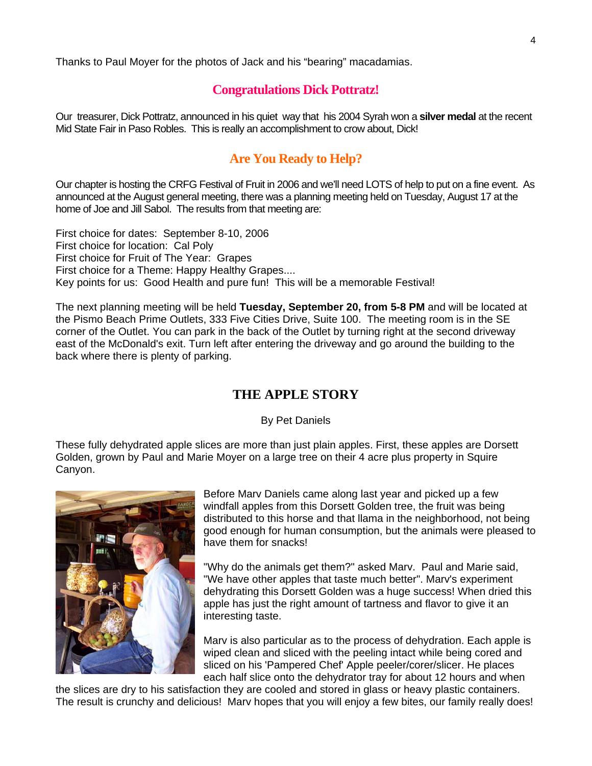Thanks to Paul Moyer for the photos of Jack and his "bearing" macadamias.

## Congratulations Dick Pottratz!

Our treasurer, Dick Pottratz, announced in his quiet way that his 2004 Syrah won a **silver medal** at the recent Mid State Fair in Paso Robles. This is really an accomplishment to crow about, Dick!

## Are You Ready to Help?

Our chapter is hosting the CRFG Festival of Fruit in 2006 and we'll need LOTS of help to put on a fine event. As announced at the August general meeting, there was a planning meeting held on Tuesday, August 17 at the home of Joe and Jill Sabol. The results from that meeting are:

First choice for dates: September 8-10, 2006
First choice for location: Cal Poly
First choice for Fruit of The Year: Grapes
First choice for a Theme: Happy Healthy Grapes....
Key points for us: Good Health and pure fun! This will be a memorable Festival!

The next planning meeting will be held **Tuesday, September 20, from 5-8 PM** and will be located at the Pismo Beach Prime Outlets, 333 Five Cities Drive, Suite 100. The meeting room is in the SE corner of the Outlet. You can park in the back of the Outlet by turning right at the second driveway east of the McDonald's exit. Turn left after entering the driveway and go around the building to the back where there is plenty of parking.

## THE APPLE STORY

By Pet Daniels

These fully dehydrated apple slices are more than just plain apples. First, these apples are Dorsett Golden, grown by Paul and Marie Moyer on a large tree on their 4 acre plus property in Squire Canyon.

Before Marv Daniels came along last year and picked up a few windfall apples from this Dorsett Golden tree, the fruit was being distributed to this horse and that llama in the neighborhood, not being good enough for human consumption, but the animals were pleased to have them for snacks!

"Why do the animals get them?" asked Marv. Paul and Marie said, "We have other apples that taste much better". Marv's experiment dehydrating this Dorsett Golden was a huge success! When dried this apple has just the right amount of tartness and flavor to give it an interesting taste.

Marv is also particular as to the process of dehydration. Each apple is wiped clean and sliced with the peeling intact while being cored and sliced on his 'Pampered Chef' Apple peeler/corer/slicer. He places each half slice onto the dehydrator tray for about 12 hours and when the slices are dry to his satisfaction they are cooled and stored in glass or heavy plastic containers. The result is crunchy and delicious! Marv hopes that you will enjoy a few bites, our family really does!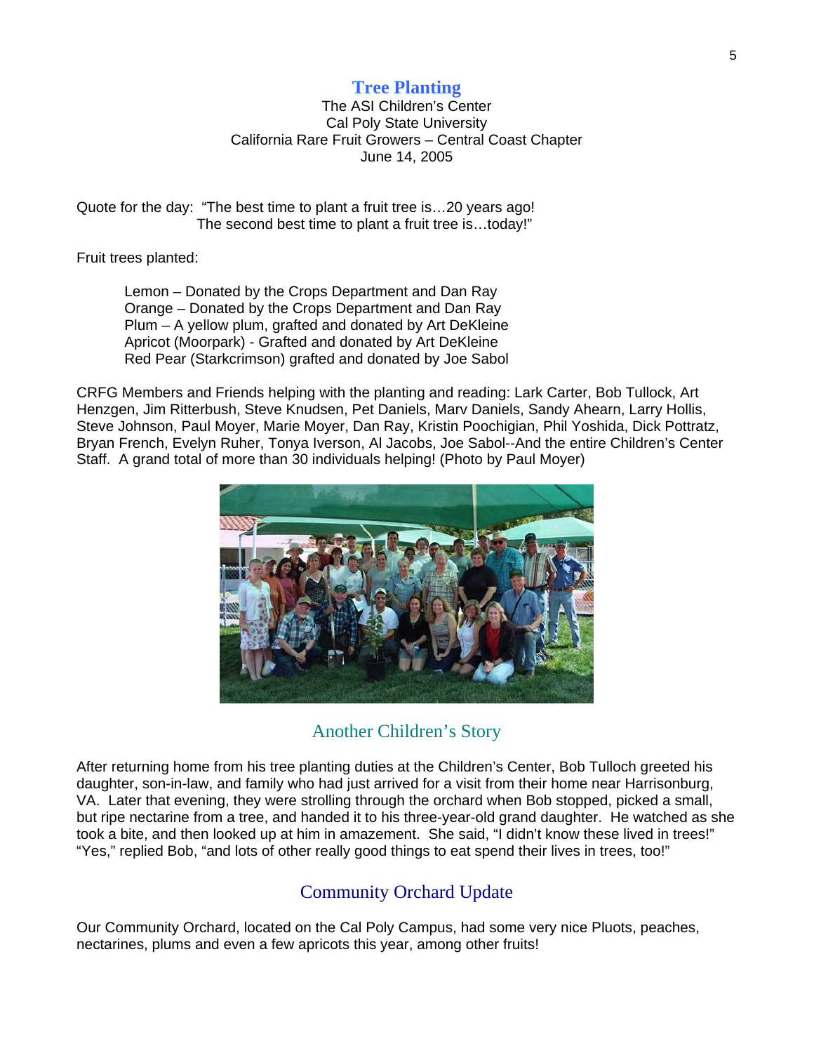## Tree Planting

The ASI Children's Center
Cal Poly State University
California Rare Fruit Growers – Central Coast Chapter
June 14, 2005

Quote for the day: "The best time to plant a fruit tree is…20 years ago!
The second best time to plant a fruit tree is…today!"

Fruit trees planted:

- Lemon – Donated by the Crops Department and Dan Ray
- Orange – Donated by the Crops Department and Dan Ray
- Plum – A yellow plum, grafted and donated by Art DeKleine
- Apricot (Moorpark) - Grafted and donated by Art DeKleine
- Red Pear (Starkcrimson) grafted and donated by Joe Sabol

CRFG Members and Friends helping with the planting and reading: Lark Carter, Bob Tullock, Art Henzgen, Jim Ritterbush, Steve Knudsen, Pet Daniels, Marv Daniels, Sandy Ahearn, Larry Hollis, Steve Johnson, Paul Moyer, Marie Moyer, Dan Ray, Kristin Poochigian, Phil Yoshida, Dick Pottratz, Bryan French, Evelyn Ruher, Tonya Iverson, Al Jacobs, Joe Sabol--And the entire Children's Center Staff. A grand total of more than 30 individuals helping! (Photo by Paul Moyer)

## Another Children's Story

After returning home from his tree planting duties at the Children's Center, Bob Tulloch greeted his daughter, son-in-law, and family who had just arrived for a visit from their home near Harrisonburg, VA. Later that evening, they were strolling through the orchard when Bob stopped, picked a small, but ripe nectarine from a tree, and handed it to his three-year-old grand daughter. He watched as she took a bite, and then looked up at him in amazement. She said, "I didn't know these lived in trees!" "Yes," replied Bob, "and lots of other really good things to eat spend their lives in trees, too!"

## Community Orchard Update

Our Community Orchard, located on the Cal Poly Campus, had some very nice Pluots, peaches, nectarines, plums and even a few apricots this year, among other fruits!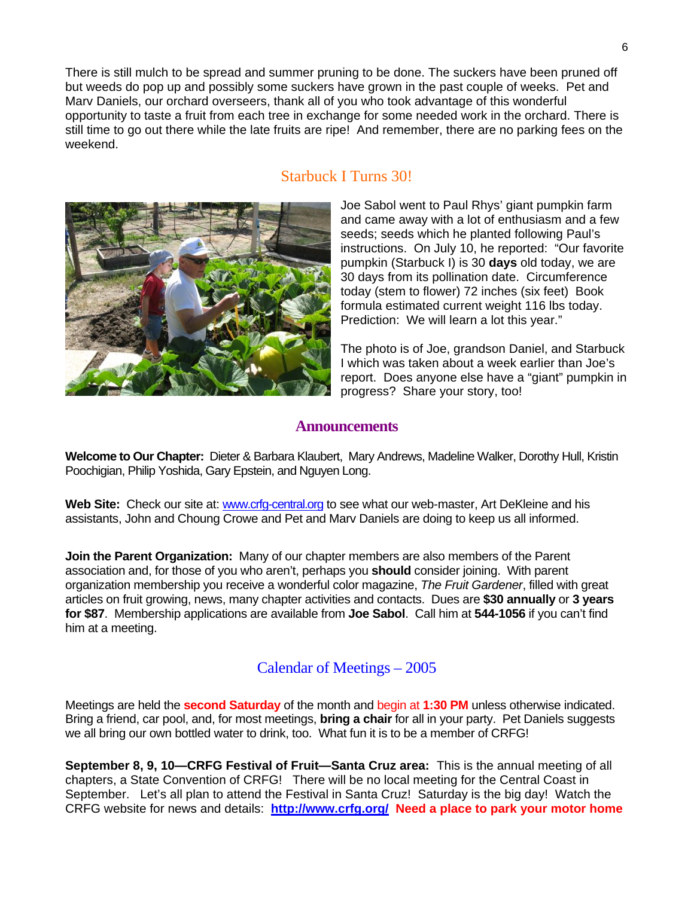There is still mulch to be spread and summer pruning to be done. The suckers have been pruned off but weeds do pop up and possibly some suckers have grown in the past couple of weeks. Pet and Marv Daniels, our orchard overseers, thank all of you who took advantage of this wonderful opportunity to taste a fruit from each tree in exchange for some needed work in the orchard. There is still time to go out there while the late fruits are ripe! And remember, there are no parking fees on the weekend.

## Starbuck I Turns 30!

Joe Sabol went to Paul Rhys' giant pumpkin farm and came away with a lot of enthusiasm and a few seeds; seeds which he planted following Paul's instructions. On July 10, he reported: "Our favorite pumpkin (Starbuck I) is 30 **days** old today, we are 30 days from its pollination date. Circumference today (stem to flower) 72 inches (six feet) Book formula estimated current weight 116 lbs today. Prediction: We will learn a lot this year."

The photo is of Joe, grandson Daniel, and Starbuck I which was taken about a week earlier than Joe's report. Does anyone else have a "giant" pumpkin in progress? Share your story, too!

## Announcements

**Welcome to Our Chapter:** Dieter & Barbara Klaubert, Mary Andrews, Madeline Walker, Dorothy Hull, Kristin Poochigian, Philip Yoshida, Gary Epstein, and Nguyen Long.

**Web Site:** Check our site at: www.crfg-central.org to see what our web-master, Art DeKleine and his assistants, John and Choung Crowe and Pet and Marv Daniels are doing to keep us all informed.

**Join the Parent Organization:** Many of our chapter members are also members of the Parent association and, for those of you who aren't, perhaps you **should** consider joining. With parent organization membership you receive a wonderful color magazine, *The Fruit Gardener*, filled with great articles on fruit growing, news, many chapter activities and contacts. Dues are **$30 annually** or **3 years for $87**. Membership applications are available from **Joe Sabol**. Call him at **544-1056** if you can't find him at a meeting.

## Calendar of Meetings – 2005

Meetings are held the **second Saturday** of the month and begin at **1:30 PM** unless otherwise indicated. Bring a friend, car pool, and, for most meetings, **bring a chair** for all in your party. Pet Daniels suggests we all bring our own bottled water to drink, too. What fun it is to be a member of CRFG!

**September 8, 9, 10—CRFG Festival of Fruit—Santa Cruz area:** This is the annual meeting of all chapters, a State Convention of CRFG! There will be no local meeting for the Central Coast in September. Let's all plan to attend the Festival in Santa Cruz! Saturday is the big day! Watch the CRFG website for news and details: **http://www.crfg.org/** **Need a place to park your motor home**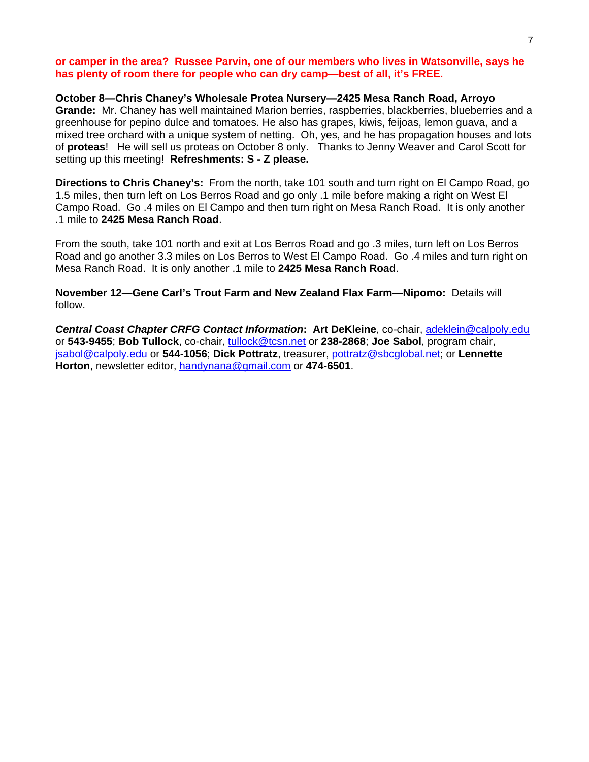**or camper in the area? Russee Parvin, one of our members who lives in Watsonville, says he has plenty of room there for people who can dry camp—best of all, it's FREE.**

**October 8—Chris Chaney's Wholesale Protea Nursery—2425 Mesa Ranch Road, Arroyo Grande:** Mr. Chaney has well maintained Marion berries, raspberries, blackberries, blueberries and a greenhouse for pepino dulce and tomatoes. He also has grapes, kiwis, feijoas, lemon guava, and a mixed tree orchard with a unique system of netting. Oh, yes, and he has propagation houses and lots of **proteas**! He will sell us proteas on October 8 only. Thanks to Jenny Weaver and Carol Scott for setting up this meeting! **Refreshments: S - Z please.**

**Directions to Chris Chaney's:** From the north, take 101 south and turn right on El Campo Road, go 1.5 miles, then turn left on Los Berros Road and go only .1 mile before making a right on West El Campo Road. Go .4 miles on El Campo and then turn right on Mesa Ranch Road. It is only another .1 mile to **2425 Mesa Ranch Road**.

From the south, take 101 north and exit at Los Berros Road and go .3 miles, turn left on Los Berros Road and go another 3.3 miles on Los Berros to West El Campo Road. Go .4 miles and turn right on Mesa Ranch Road. It is only another .1 mile to **2425 Mesa Ranch Road**.

**November 12—Gene Carl's Trout Farm and New Zealand Flax Farm—Nipomo:** Details will follow.

***Central Coast Chapter CRFG Contact Information*:** **Art DeKleine**, co-chair, adeklein@calpoly.edu or **543-9455**; **Bob Tullock**, co-chair, tullock@tcsn.net or **238-2868**; **Joe Sabol**, program chair, jsabol@calpoly.edu or **544-1056**; **Dick Pottratz**, treasurer, pottratz@sbcglobal.net; or **Lennette Horton**, newsletter editor, handynana@gmail.com or **474-6501**.